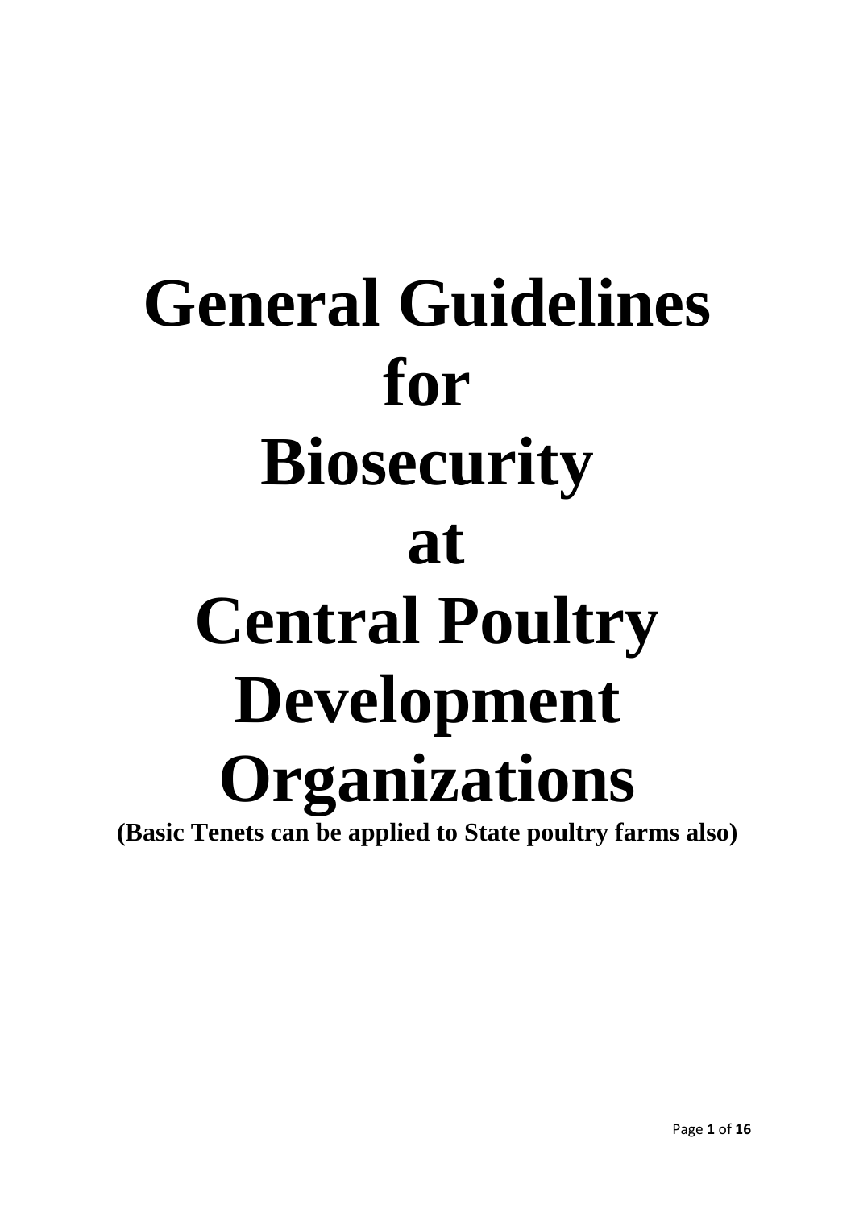# General Guidelines for Biosecurity at Central Poultry Development Organizations

**(Basic Tenets can be applied to State poultry farms also)**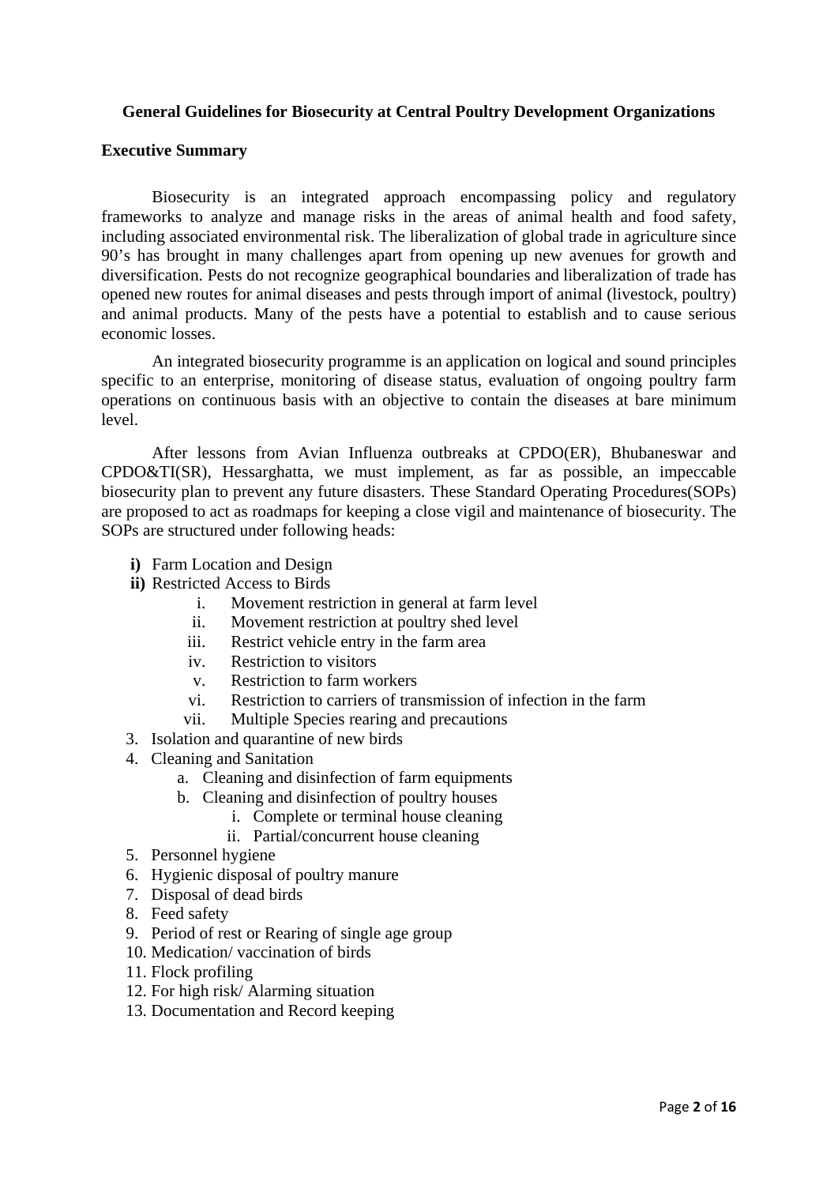## General Guidelines for Biosecurity at Central Poultry Development Organizations

### Executive Summary

Biosecurity is an integrated approach encompassing policy and regulatory frameworks to analyze and manage risks in the areas of animal health and food safety, including associated environmental risk. The liberalization of global trade in agriculture since 90's has brought in many challenges apart from opening up new avenues for growth and diversification. Pests do not recognize geographical boundaries and liberalization of trade has opened new routes for animal diseases and pests through import of animal (livestock, poultry) and animal products. Many of the pests have a potential to establish and to cause serious economic losses.

An integrated biosecurity programme is an application on logical and sound principles specific to an enterprise, monitoring of disease status, evaluation of ongoing poultry farm operations on continuous basis with an objective to contain the diseases at bare minimum level.

After lessons from Avian Influenza outbreaks at CPDO(ER), Bhubaneswar and CPDO&TI(SR), Hessarghatta, we must implement, as far as possible, an impeccable biosecurity plan to prevent any future disasters. These Standard Operating Procedures(SOPs) are proposed to act as roadmaps for keeping a close vigil and maintenance of biosecurity. The SOPs are structured under following heads:

- **i)** Farm Location and Design
- **ii)** Restricted Access to Birds
    - i. Movement restriction in general at farm level
    - ii. Movement restriction at poultry shed level
    - iii. Restrict vehicle entry in the farm area
    - iv. Restriction to visitors
    - v. Restriction to farm workers
    - vi. Restriction to carriers of transmission of infection in the farm
    - vii. Multiple Species rearing and precautions
- 3. Isolation and quarantine of new birds
- 4. Cleaning and Sanitation
    - a. Cleaning and disinfection of farm equipments
    - b. Cleaning and disinfection of poultry houses
        - i. Complete or terminal house cleaning
        - ii. Partial/concurrent house cleaning
- 5. Personnel hygiene
- 6. Hygienic disposal of poultry manure
- 7. Disposal of dead birds
- 8. Feed safety
- 9. Period of rest or Rearing of single age group
- 10. Medication/ vaccination of birds
- 11. Flock profiling
- 12. For high risk/ Alarming situation
- 13. Documentation and Record keeping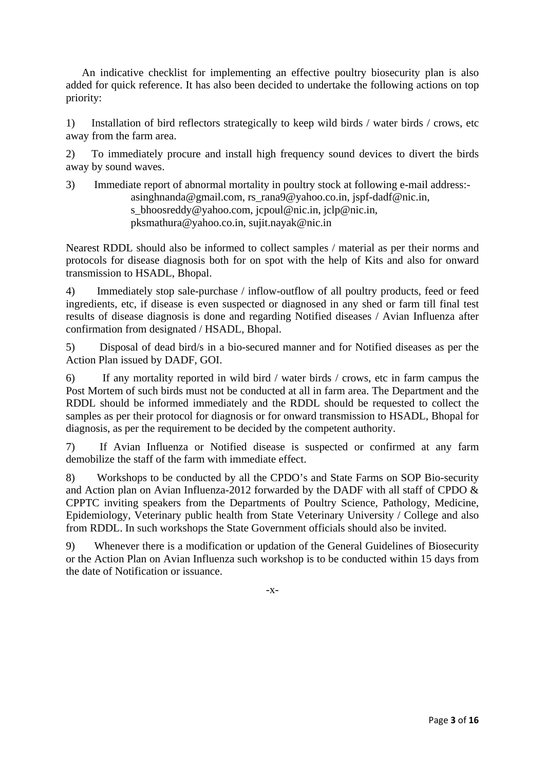An indicative checklist for implementing an effective poultry biosecurity plan is also added for quick reference. It has also been decided to undertake the following actions on top priority:

1) Installation of bird reflectors strategically to keep wild birds / water birds / crows, etc away from the farm area.

2) To immediately procure and install high frequency sound devices to divert the birds away by sound waves.

3) Immediate report of abnormal mortality in poultry stock at following e-mail address:-
asinghnanda@gmail.com, rs_rana9@yahoo.co.in, jspf-dadf@nic.in, s_bhoosreddy@yahoo.com, jcpoul@nic.in, jclp@nic.in, pksmathura@yahoo.co.in, sujit.nayak@nic.in

Nearest RDDL should also be informed to collect samples / material as per their norms and protocols for disease diagnosis both for on spot with the help of Kits and also for onward transmission to HSADL, Bhopal.

4) Immediately stop sale-purchase / inflow-outflow of all poultry products, feed or feed ingredients, etc, if disease is even suspected or diagnosed in any shed or farm till final test results of disease diagnosis is done and regarding Notified diseases / Avian Influenza after confirmation from designated / HSADL, Bhopal.

5) Disposal of dead bird/s in a bio-secured manner and for Notified diseases as per the Action Plan issued by DADF, GOI.

6) If any mortality reported in wild bird / water birds / crows, etc in farm campus the Post Mortem of such birds must not be conducted at all in farm area. The Department and the RDDL should be informed immediately and the RDDL should be requested to collect the samples as per their protocol for diagnosis or for onward transmission to HSADL, Bhopal for diagnosis, as per the requirement to be decided by the competent authority.

7) If Avian Influenza or Notified disease is suspected or confirmed at any farm demobilize the staff of the farm with immediate effect.

8) Workshops to be conducted by all the CPDO's and State Farms on SOP Bio-security and Action plan on Avian Influenza-2012 forwarded by the DADF with all staff of CPDO & CPPTC inviting speakers from the Departments of Poultry Science, Pathology, Medicine, Epidemiology, Veterinary public health from State Veterinary University / College and also from RDDL. In such workshops the State Government officials should also be invited.

9) Whenever there is a modification or updation of the General Guidelines of Biosecurity or the Action Plan on Avian Influenza such workshop is to be conducted within 15 days from the date of Notification or issuance.

-x-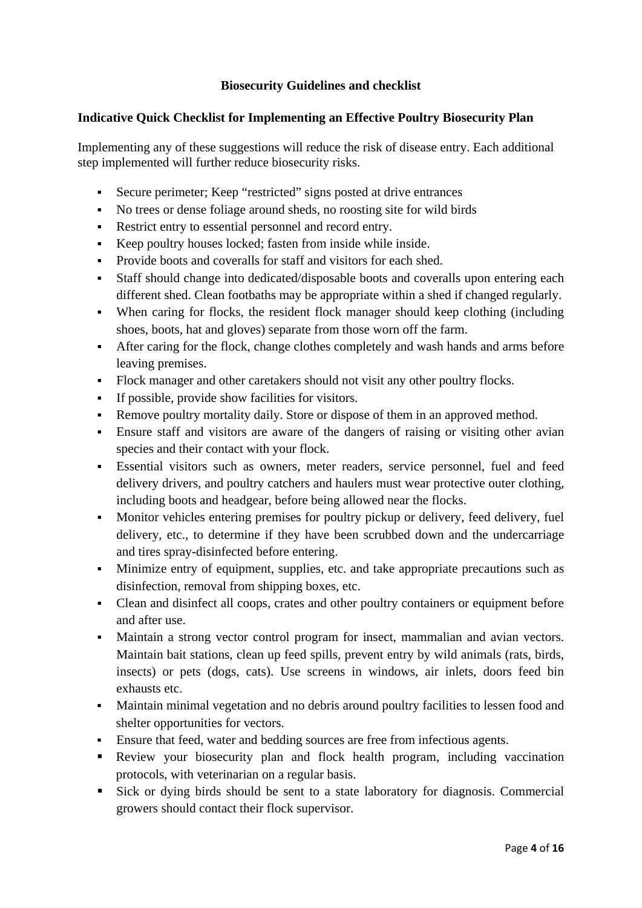**Biosecurity Guidelines and checklist**

**Indicative Quick Checklist for Implementing an Effective Poultry Biosecurity Plan**

Implementing any of these suggestions will reduce the risk of disease entry. Each additional step implemented will further reduce biosecurity risks.

- Secure perimeter; Keep "restricted" signs posted at drive entrances
- No trees or dense foliage around sheds, no roosting site for wild birds
- Restrict entry to essential personnel and record entry.
- Keep poultry houses locked; fasten from inside while inside.
- Provide boots and coveralls for staff and visitors for each shed.
- Staff should change into dedicated/disposable boots and coveralls upon entering each different shed. Clean footbaths may be appropriate within a shed if changed regularly.
- When caring for flocks, the resident flock manager should keep clothing (including shoes, boots, hat and gloves) separate from those worn off the farm.
- After caring for the flock, change clothes completely and wash hands and arms before leaving premises.
- Flock manager and other caretakers should not visit any other poultry flocks.
- If possible, provide show facilities for visitors.
- Remove poultry mortality daily. Store or dispose of them in an approved method.
- Ensure staff and visitors are aware of the dangers of raising or visiting other avian species and their contact with your flock.
- Essential visitors such as owners, meter readers, service personnel, fuel and feed delivery drivers, and poultry catchers and haulers must wear protective outer clothing, including boots and headgear, before being allowed near the flocks.
- Monitor vehicles entering premises for poultry pickup or delivery, feed delivery, fuel delivery, etc., to determine if they have been scrubbed down and the undercarriage and tires spray-disinfected before entering.
- Minimize entry of equipment, supplies, etc. and take appropriate precautions such as disinfection, removal from shipping boxes, etc.
- Clean and disinfect all coops, crates and other poultry containers or equipment before and after use.
- Maintain a strong vector control program for insect, mammalian and avian vectors. Maintain bait stations, clean up feed spills, prevent entry by wild animals (rats, birds, insects) or pets (dogs, cats). Use screens in windows, air inlets, doors feed bin exhausts etc.
- Maintain minimal vegetation and no debris around poultry facilities to lessen food and shelter opportunities for vectors.
- Ensure that feed, water and bedding sources are free from infectious agents.
- Review your biosecurity plan and flock health program, including vaccination protocols, with veterinarian on a regular basis.
- Sick or dying birds should be sent to a state laboratory for diagnosis. Commercial growers should contact their flock supervisor.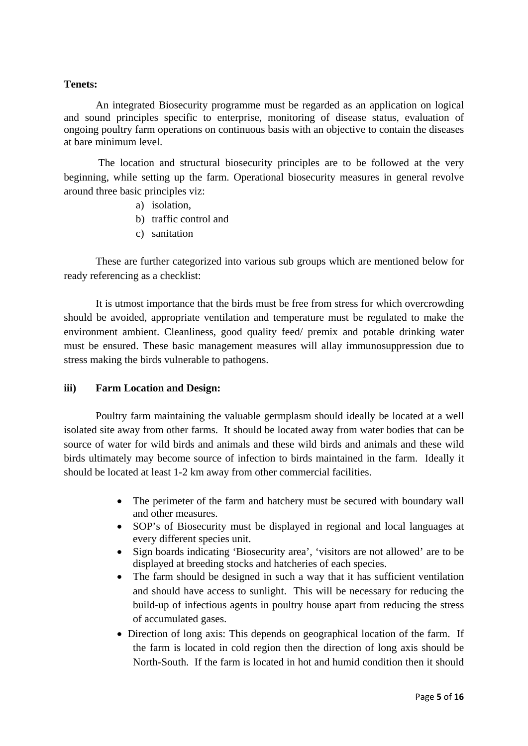**Tenets:**

An integrated Biosecurity programme must be regarded as an application on logical and sound principles specific to enterprise, monitoring of disease status, evaluation of ongoing poultry farm operations on continuous basis with an objective to contain the diseases at bare minimum level.

The location and structural biosecurity principles are to be followed at the very beginning, while setting up the farm. Operational biosecurity measures in general revolve around three basic principles viz:

a) isolation,
b) traffic control and
c) sanitation

These are further categorized into various sub groups which are mentioned below for ready referencing as a checklist:

It is utmost importance that the birds must be free from stress for which overcrowding should be avoided, appropriate ventilation and temperature must be regulated to make the environment ambient. Cleanliness, good quality feed/ premix and potable drinking water must be ensured. These basic management measures will allay immunosuppression due to stress making the birds vulnerable to pathogens.

**iii) Farm Location and Design:**

Poultry farm maintaining the valuable germplasm should ideally be located at a well isolated site away from other farms. It should be located away from water bodies that can be source of water for wild birds and animals and these wild birds and animals and these wild birds ultimately may become source of infection to birds maintained in the farm. Ideally it should be located at least 1-2 km away from other commercial facilities.

- The perimeter of the farm and hatchery must be secured with boundary wall and other measures.
- SOP's of Biosecurity must be displayed in regional and local languages at every different species unit.
- Sign boards indicating 'Biosecurity area', 'visitors are not allowed' are to be displayed at breeding stocks and hatcheries of each species.
- The farm should be designed in such a way that it has sufficient ventilation and should have access to sunlight. This will be necessary for reducing the build-up of infectious agents in poultry house apart from reducing the stress of accumulated gases.
- Direction of long axis: This depends on geographical location of the farm. If the farm is located in cold region then the direction of long axis should be North-South. If the farm is located in hot and humid condition then it should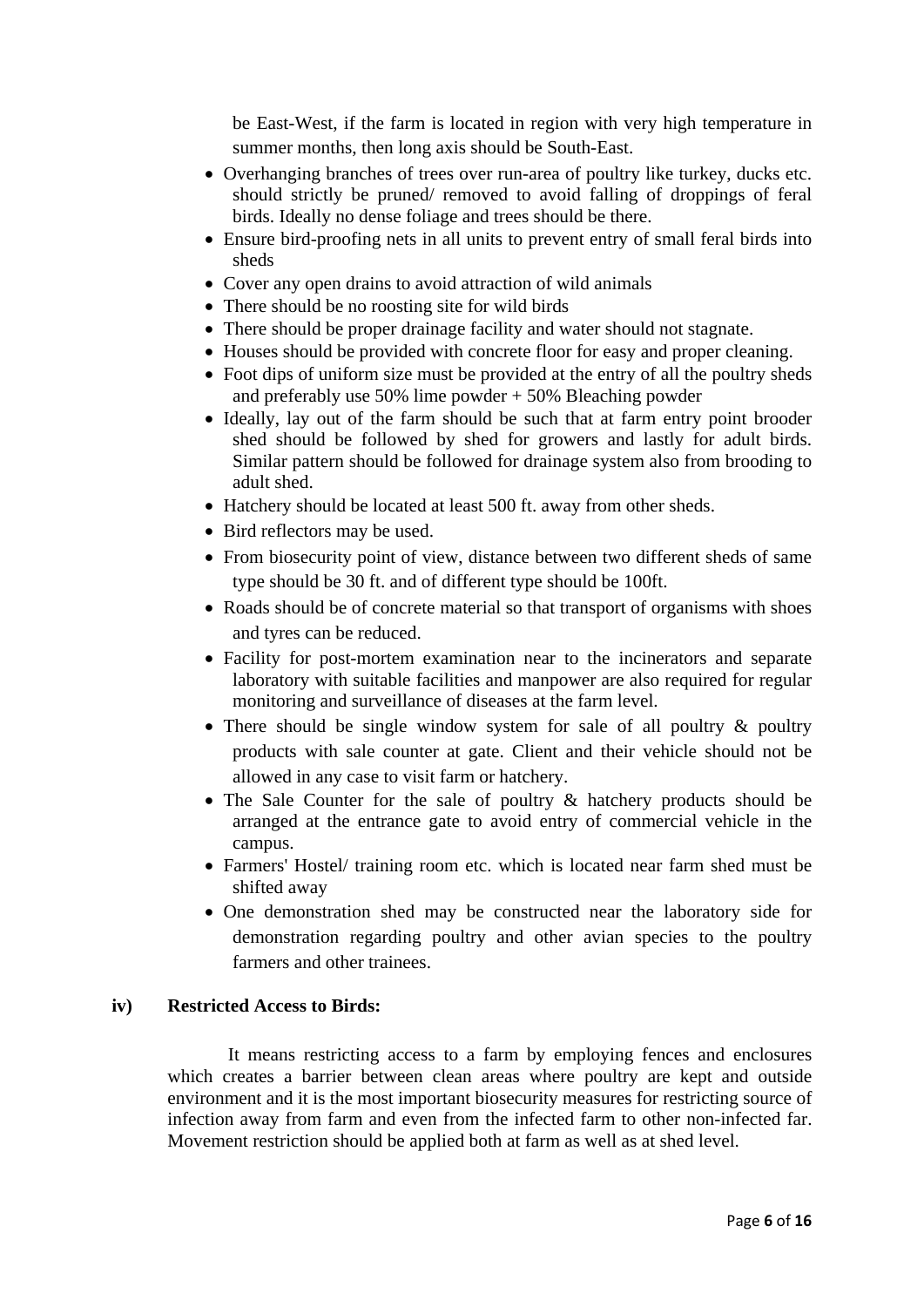be East-West, if the farm is located in region with very high temperature in summer months, then long axis should be South-East.

- Overhanging branches of trees over run-area of poultry like turkey, ducks etc. should strictly be pruned/ removed to avoid falling of droppings of feral birds. Ideally no dense foliage and trees should be there.
- Ensure bird-proofing nets in all units to prevent entry of small feral birds into sheds
- Cover any open drains to avoid attraction of wild animals
- There should be no roosting site for wild birds
- There should be proper drainage facility and water should not stagnate.
- Houses should be provided with concrete floor for easy and proper cleaning.
- Foot dips of uniform size must be provided at the entry of all the poultry sheds and preferably use 50% lime powder + 50% Bleaching powder
- Ideally, lay out of the farm should be such that at farm entry point brooder shed should be followed by shed for growers and lastly for adult birds. Similar pattern should be followed for drainage system also from brooding to adult shed.
- Hatchery should be located at least 500 ft. away from other sheds.
- Bird reflectors may be used.
- From biosecurity point of view, distance between two different sheds of same type should be 30 ft. and of different type should be 100ft.
- Roads should be of concrete material so that transport of organisms with shoes and tyres can be reduced.
- Facility for post-mortem examination near to the incinerators and separate laboratory with suitable facilities and manpower are also required for regular monitoring and surveillance of diseases at the farm level.
- There should be single window system for sale of all poultry & poultry products with sale counter at gate. Client and their vehicle should not be allowed in any case to visit farm or hatchery.
- The Sale Counter for the sale of poultry & hatchery products should be arranged at the entrance gate to avoid entry of commercial vehicle in the campus.
- Farmers' Hostel/ training room etc. which is located near farm shed must be shifted away
- One demonstration shed may be constructed near the laboratory side for demonstration regarding poultry and other avian species to the poultry farmers and other trainees.

**iv) Restricted Access to Birds:**

It means restricting access to a farm by employing fences and enclosures which creates a barrier between clean areas where poultry are kept and outside environment and it is the most important biosecurity measures for restricting source of infection away from farm and even from the infected farm to other non-infected far. Movement restriction should be applied both at farm as well as at shed level.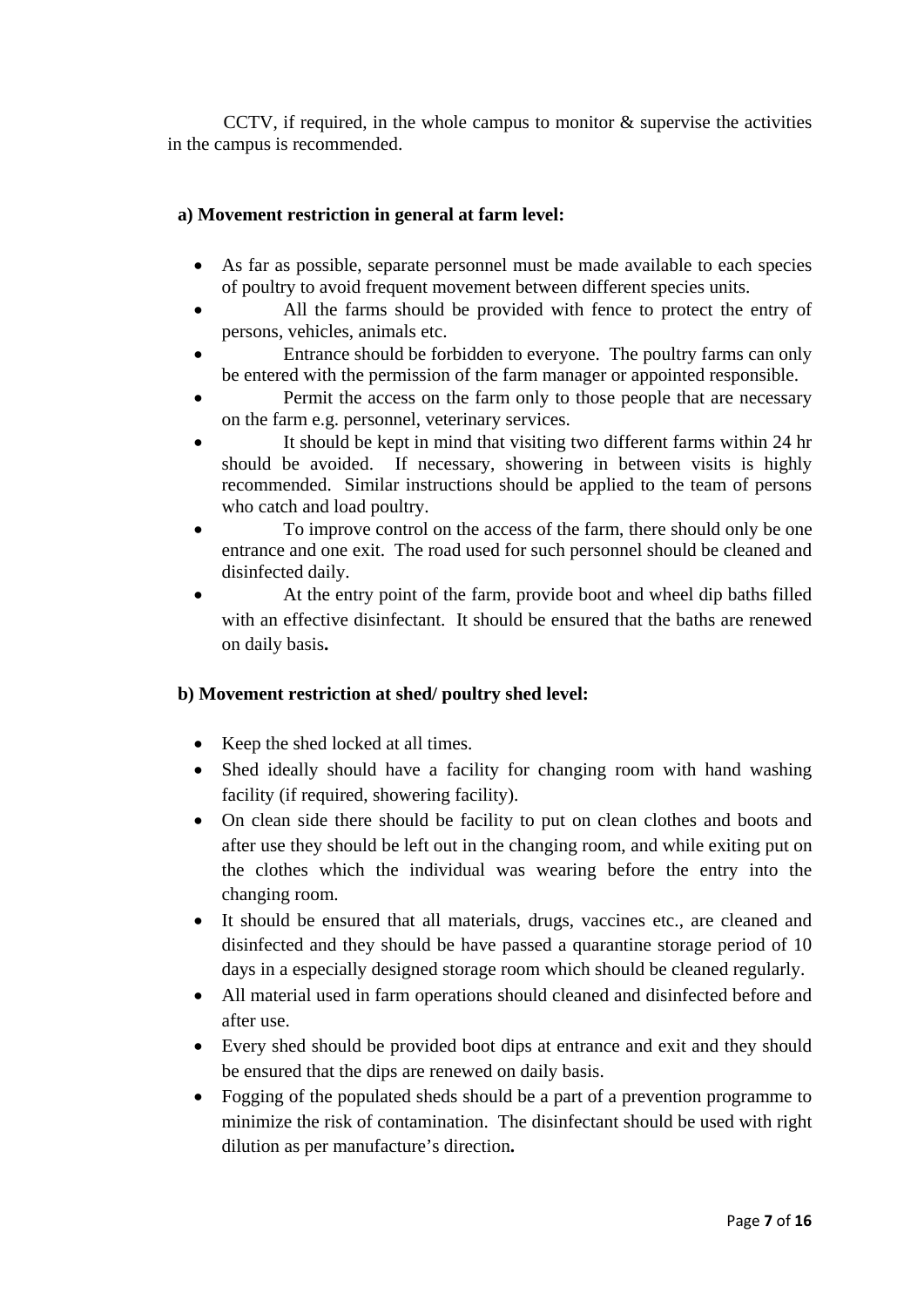CCTV, if required, in the whole campus to monitor & supervise the activities in the campus is recommended.

**a) Movement restriction in general at farm level:**

- As far as possible, separate personnel must be made available to each species of poultry to avoid frequent movement between different species units.
- All the farms should be provided with fence to protect the entry of persons, vehicles, animals etc.
- Entrance should be forbidden to everyone. The poultry farms can only be entered with the permission of the farm manager or appointed responsible.
- Permit the access on the farm only to those people that are necessary on the farm e.g. personnel, veterinary services.
- It should be kept in mind that visiting two different farms within 24 hr should be avoided. If necessary, showering in between visits is highly recommended. Similar instructions should be applied to the team of persons who catch and load poultry.
- To improve control on the access of the farm, there should only be one entrance and one exit. The road used for such personnel should be cleaned and disinfected daily.
- At the entry point of the farm, provide boot and wheel dip baths filled with an effective disinfectant. It should be ensured that the baths are renewed on daily basis**.**

**b) Movement restriction at shed/ poultry shed level:**

- Keep the shed locked at all times.
- Shed ideally should have a facility for changing room with hand washing facility (if required, showering facility).
- On clean side there should be facility to put on clean clothes and boots and after use they should be left out in the changing room, and while exiting put on the clothes which the individual was wearing before the entry into the changing room.
- It should be ensured that all materials, drugs, vaccines etc., are cleaned and disinfected and they should be have passed a quarantine storage period of 10 days in a especially designed storage room which should be cleaned regularly.
- All material used in farm operations should cleaned and disinfected before and after use.
- Every shed should be provided boot dips at entrance and exit and they should be ensured that the dips are renewed on daily basis.
- Fogging of the populated sheds should be a part of a prevention programme to minimize the risk of contamination. The disinfectant should be used with right dilution as per manufacture's direction**.**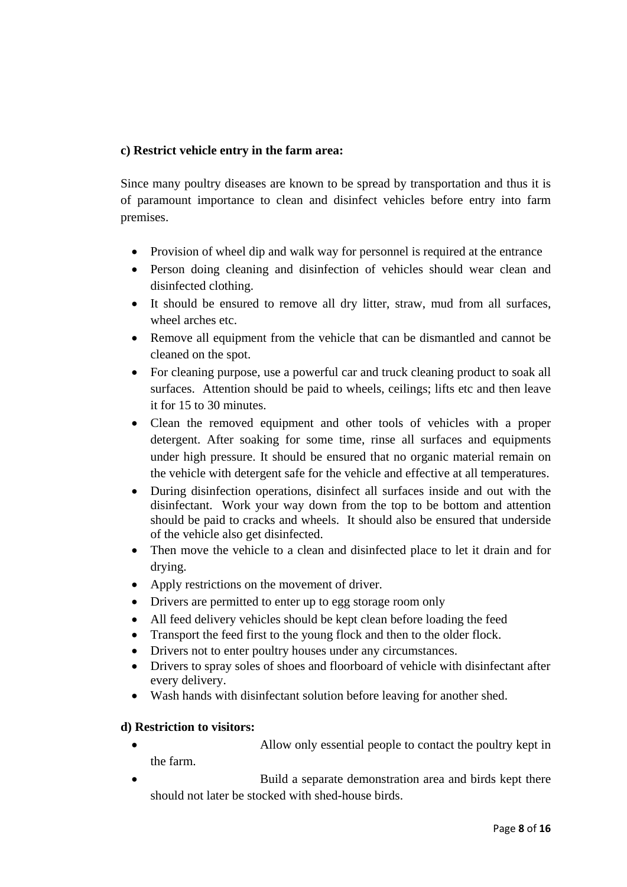**c) Restrict vehicle entry in the farm area:**

Since many poultry diseases are known to be spread by transportation and thus it is of paramount importance to clean and disinfect vehicles before entry into farm premises.

- Provision of wheel dip and walk way for personnel is required at the entrance
- Person doing cleaning and disinfection of vehicles should wear clean and disinfected clothing.
- It should be ensured to remove all dry litter, straw, mud from all surfaces, wheel arches etc.
- Remove all equipment from the vehicle that can be dismantled and cannot be cleaned on the spot.
- For cleaning purpose, use a powerful car and truck cleaning product to soak all surfaces. Attention should be paid to wheels, ceilings; lifts etc and then leave it for 15 to 30 minutes.
- Clean the removed equipment and other tools of vehicles with a proper detergent. After soaking for some time, rinse all surfaces and equipments under high pressure. It should be ensured that no organic material remain on the vehicle with detergent safe for the vehicle and effective at all temperatures.
- During disinfection operations, disinfect all surfaces inside and out with the disinfectant. Work your way down from the top to be bottom and attention should be paid to cracks and wheels. It should also be ensured that underside of the vehicle also get disinfected.
- Then move the vehicle to a clean and disinfected place to let it drain and for drying.
- Apply restrictions on the movement of driver.
- Drivers are permitted to enter up to egg storage room only
- All feed delivery vehicles should be kept clean before loading the feed
- Transport the feed first to the young flock and then to the older flock.
- Drivers not to enter poultry houses under any circumstances.
- Drivers to spray soles of shoes and floorboard of vehicle with disinfectant after every delivery.
- Wash hands with disinfectant solution before leaving for another shed.

**d) Restriction to visitors:**

- Allow only essential people to contact the poultry kept in the farm.
- Build a separate demonstration area and birds kept there should not later be stocked with shed-house birds.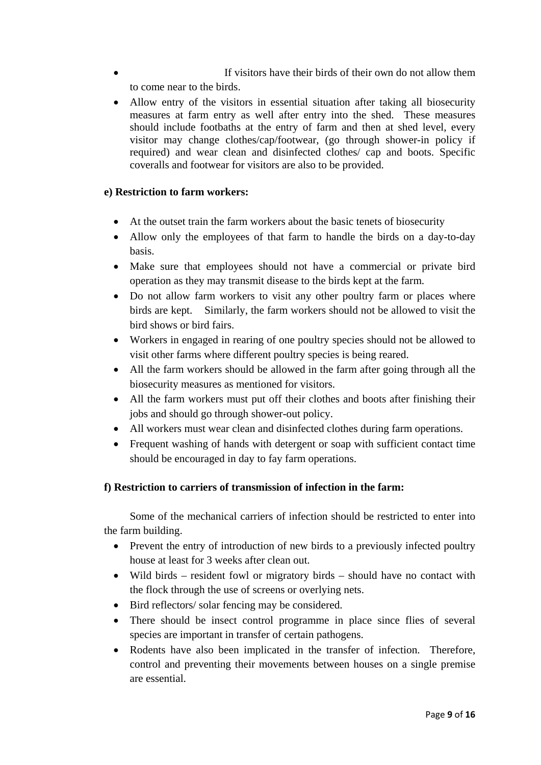- If visitors have their birds of their own do not allow them to come near to the birds.
- Allow entry of the visitors in essential situation after taking all biosecurity measures at farm entry as well after entry into the shed. These measures should include footbaths at the entry of farm and then at shed level, every visitor may change clothes/cap/footwear, (go through shower-in policy if required) and wear clean and disinfected clothes/ cap and boots. Specific coveralls and footwear for visitors are also to be provided.

**e) Restriction to farm workers:**

- At the outset train the farm workers about the basic tenets of biosecurity
- Allow only the employees of that farm to handle the birds on a day-to-day basis.
- Make sure that employees should not have a commercial or private bird operation as they may transmit disease to the birds kept at the farm.
- Do not allow farm workers to visit any other poultry farm or places where birds are kept. Similarly, the farm workers should not be allowed to visit the bird shows or bird fairs.
- Workers in engaged in rearing of one poultry species should not be allowed to visit other farms where different poultry species is being reared.
- All the farm workers should be allowed in the farm after going through all the biosecurity measures as mentioned for visitors.
- All the farm workers must put off their clothes and boots after finishing their jobs and should go through shower-out policy.
- All workers must wear clean and disinfected clothes during farm operations.
- Frequent washing of hands with detergent or soap with sufficient contact time should be encouraged in day to fay farm operations.

**f) Restriction to carriers of transmission of infection in the farm:**

Some of the mechanical carriers of infection should be restricted to enter into the farm building.

- Prevent the entry of introduction of new birds to a previously infected poultry house at least for 3 weeks after clean out.
- Wild birds – resident fowl or migratory birds – should have no contact with the flock through the use of screens or overlying nets.
- Bird reflectors/ solar fencing may be considered.
- There should be insect control programme in place since flies of several species are important in transfer of certain pathogens.
- Rodents have also been implicated in the transfer of infection. Therefore, control and preventing their movements between houses on a single premise are essential.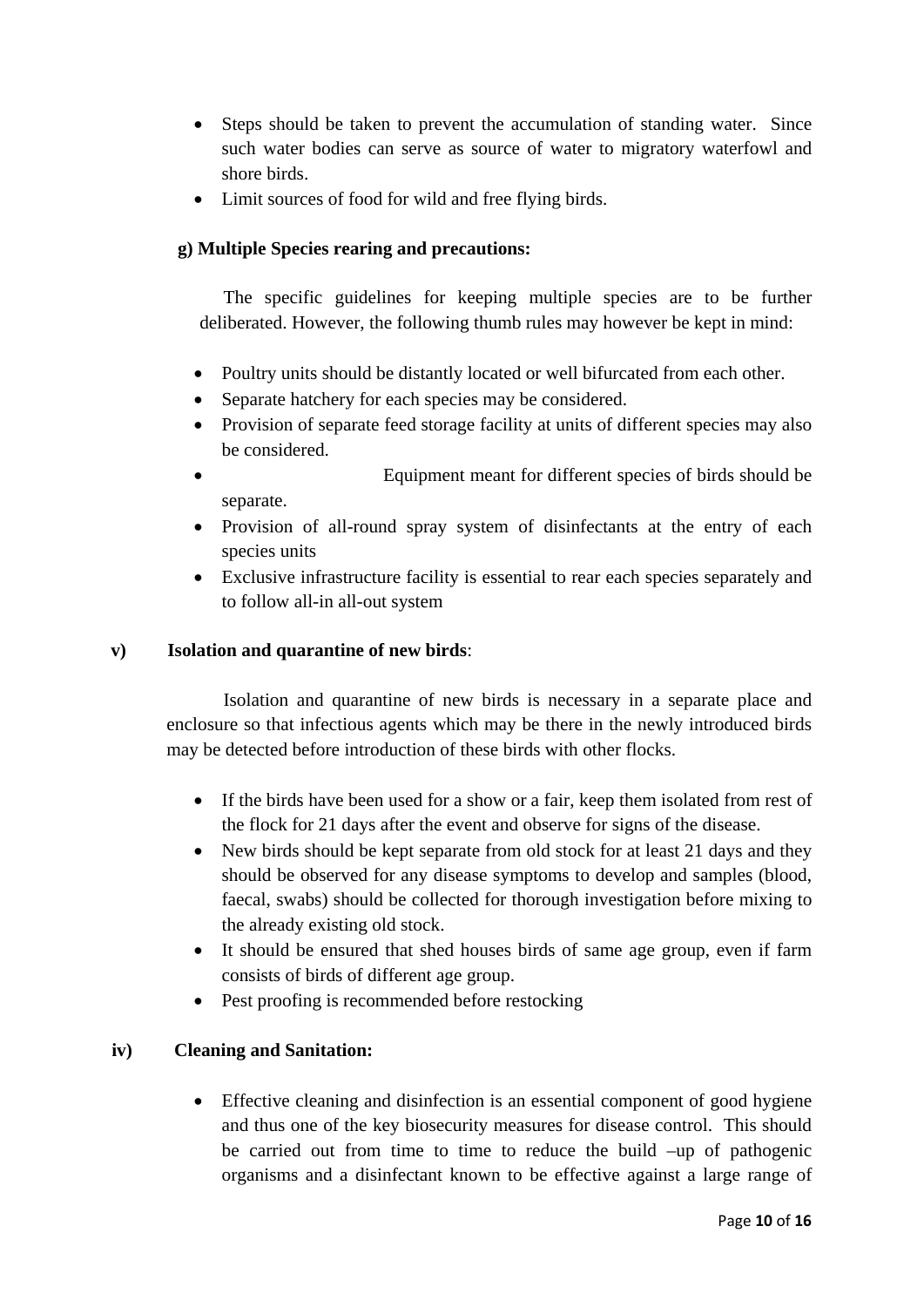- Steps should be taken to prevent the accumulation of standing water. Since such water bodies can serve as source of water to migratory waterfowl and shore birds.
- Limit sources of food for wild and free flying birds.

**g) Multiple Species rearing and precautions:**

The specific guidelines for keeping multiple species are to be further deliberated. However, the following thumb rules may however be kept in mind:

- Poultry units should be distantly located or well bifurcated from each other.
- Separate hatchery for each species may be considered.
- Provision of separate feed storage facility at units of different species may also be considered.
- Equipment meant for different species of birds should be separate.
- Provision of all-round spray system of disinfectants at the entry of each species units
- Exclusive infrastructure facility is essential to rear each species separately and to follow all-in all-out system

**v) Isolation and quarantine of new birds**:

Isolation and quarantine of new birds is necessary in a separate place and enclosure so that infectious agents which may be there in the newly introduced birds may be detected before introduction of these birds with other flocks.

- If the birds have been used for a show or a fair, keep them isolated from rest of the flock for 21 days after the event and observe for signs of the disease.
- New birds should be kept separate from old stock for at least 21 days and they should be observed for any disease symptoms to develop and samples (blood, faecal, swabs) should be collected for thorough investigation before mixing to the already existing old stock.
- It should be ensured that shed houses birds of same age group, even if farm consists of birds of different age group.
- Pest proofing is recommended before restocking

**iv) Cleaning and Sanitation:**

- Effective cleaning and disinfection is an essential component of good hygiene and thus one of the key biosecurity measures for disease control. This should be carried out from time to time to reduce the build –up of pathogenic organisms and a disinfectant known to be effective against a large range of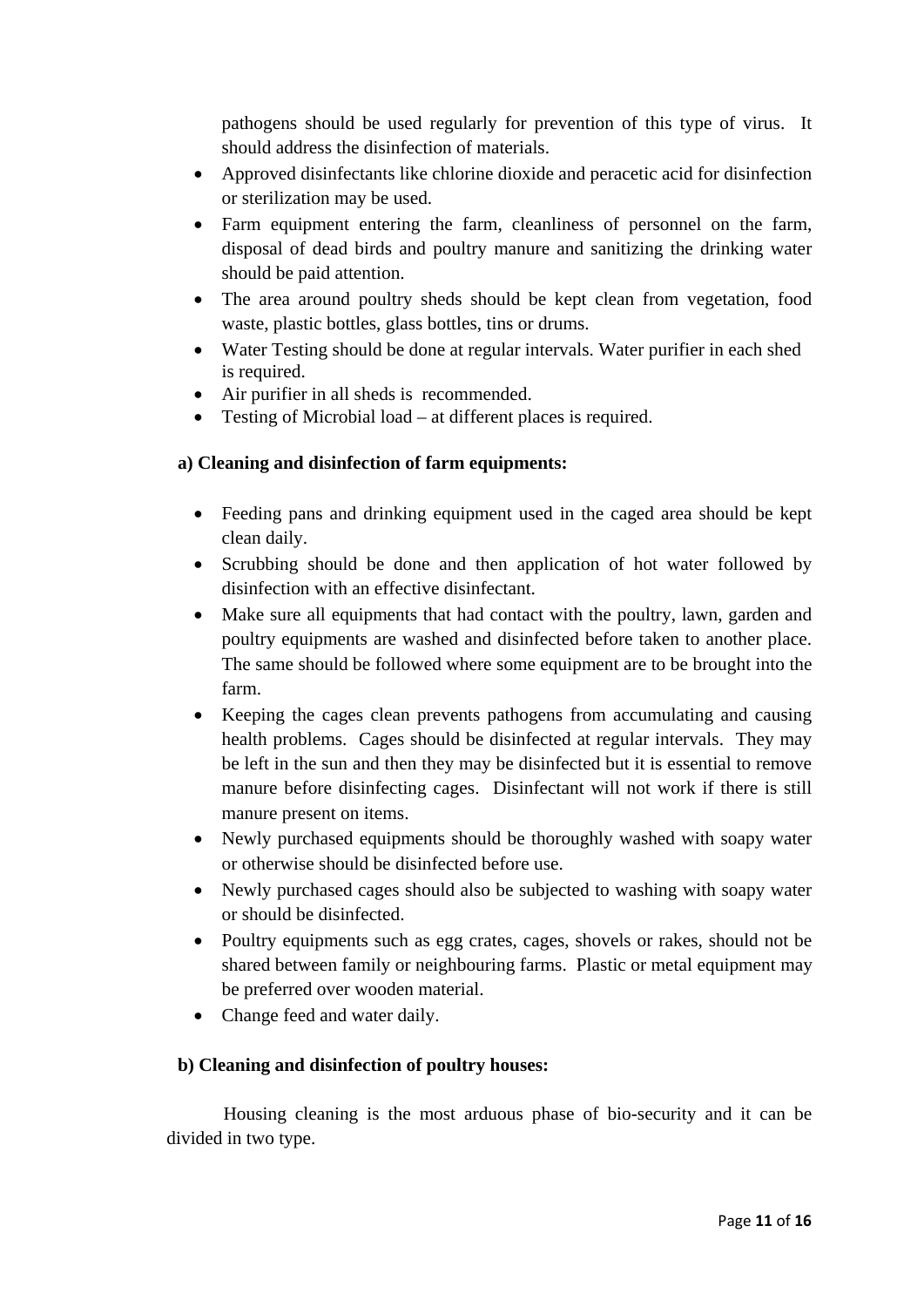pathogens should be used regularly for prevention of this type of virus. It should address the disinfection of materials.

- Approved disinfectants like chlorine dioxide and peracetic acid for disinfection or sterilization may be used.
- Farm equipment entering the farm, cleanliness of personnel on the farm, disposal of dead birds and poultry manure and sanitizing the drinking water should be paid attention.
- The area around poultry sheds should be kept clean from vegetation, food waste, plastic bottles, glass bottles, tins or drums.
- Water Testing should be done at regular intervals. Water purifier in each shed is required.
- Air purifier in all sheds is recommended.
- Testing of Microbial load – at different places is required.

**a) Cleaning and disinfection of farm equipments:**

- Feeding pans and drinking equipment used in the caged area should be kept clean daily.
- Scrubbing should be done and then application of hot water followed by disinfection with an effective disinfectant.
- Make sure all equipments that had contact with the poultry, lawn, garden and poultry equipments are washed and disinfected before taken to another place. The same should be followed where some equipment are to be brought into the farm.
- Keeping the cages clean prevents pathogens from accumulating and causing health problems. Cages should be disinfected at regular intervals. They may be left in the sun and then they may be disinfected but it is essential to remove manure before disinfecting cages. Disinfectant will not work if there is still manure present on items.
- Newly purchased equipments should be thoroughly washed with soapy water or otherwise should be disinfected before use.
- Newly purchased cages should also be subjected to washing with soapy water or should be disinfected.
- Poultry equipments such as egg crates, cages, shovels or rakes, should not be shared between family or neighbouring farms. Plastic or metal equipment may be preferred over wooden material.
- Change feed and water daily.

**b) Cleaning and disinfection of poultry houses:**

Housing cleaning is the most arduous phase of bio-security and it can be divided in two type.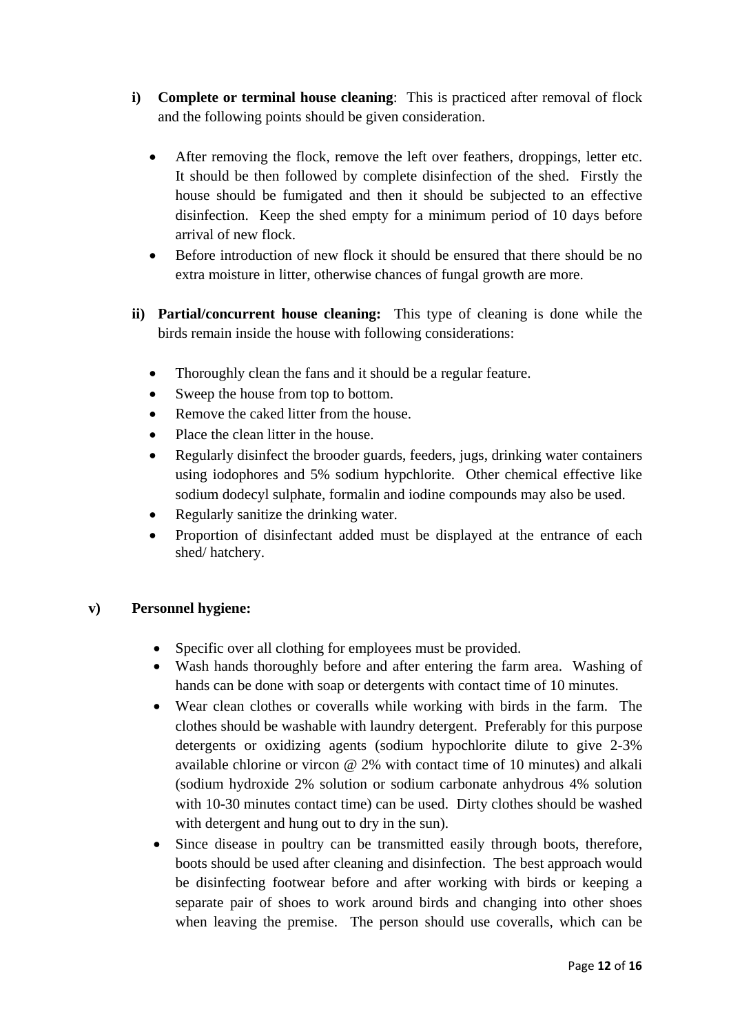i) **Complete or terminal house cleaning**: This is practiced after removal of flock and the following points should be given consideration.

- After removing the flock, remove the left over feathers, droppings, letter etc. It should be then followed by complete disinfection of the shed. Firstly the house should be fumigated and then it should be subjected to an effective disinfection. Keep the shed empty for a minimum period of 10 days before arrival of new flock.
- Before introduction of new flock it should be ensured that there should be no extra moisture in litter, otherwise chances of fungal growth are more.

ii) **Partial/concurrent house cleaning:** This type of cleaning is done while the birds remain inside the house with following considerations:

- Thoroughly clean the fans and it should be a regular feature.
- Sweep the house from top to bottom.
- Remove the caked litter from the house.
- Place the clean litter in the house.
- Regularly disinfect the brooder guards, feeders, jugs, drinking water containers using iodophores and 5% sodium hypchlorite. Other chemical effective like sodium dodecyl sulphate, formalin and iodine compounds may also be used.
- Regularly sanitize the drinking water.
- Proportion of disinfectant added must be displayed at the entrance of each shed/ hatchery.

**v) Personnel hygiene:**

- Specific over all clothing for employees must be provided.
- Wash hands thoroughly before and after entering the farm area. Washing of hands can be done with soap or detergents with contact time of 10 minutes.
- Wear clean clothes or coveralls while working with birds in the farm. The clothes should be washable with laundry detergent. Preferably for this purpose detergents or oxidizing agents (sodium hypochlorite dilute to give 2-3% available chlorine or vircon @ 2% with contact time of 10 minutes) and alkali (sodium hydroxide 2% solution or sodium carbonate anhydrous 4% solution with 10-30 minutes contact time) can be used. Dirty clothes should be washed with detergent and hung out to dry in the sun).
- Since disease in poultry can be transmitted easily through boots, therefore, boots should be used after cleaning and disinfection. The best approach would be disinfecting footwear before and after working with birds or keeping a separate pair of shoes to work around birds and changing into other shoes when leaving the premise. The person should use coveralls, which can be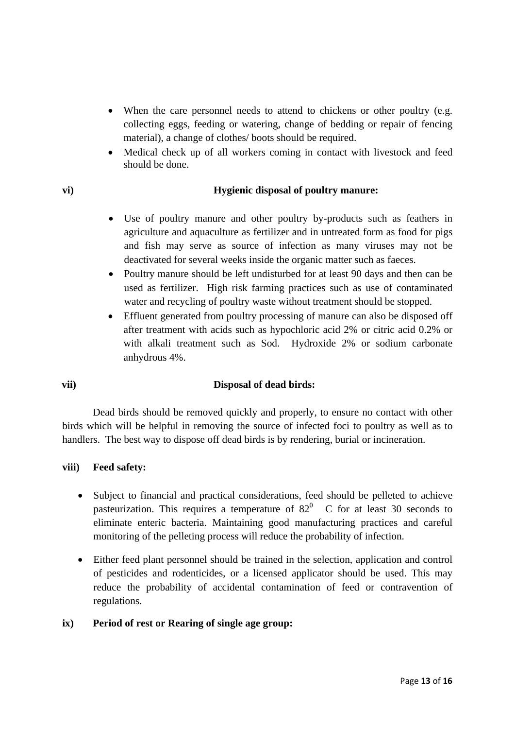- When the care personnel needs to attend to chickens or other poultry (e.g. collecting eggs, feeding or watering, change of bedding or repair of fencing material), a change of clothes/ boots should be required.
- Medical check up of all workers coming in contact with livestock and feed should be done.

**vi) Hygienic disposal of poultry manure:**

- Use of poultry manure and other poultry by-products such as feathers in agriculture and aquaculture as fertilizer and in untreated form as food for pigs and fish may serve as source of infection as many viruses may not be deactivated for several weeks inside the organic matter such as faeces.
- Poultry manure should be left undisturbed for at least 90 days and then can be used as fertilizer. High risk farming practices such as use of contaminated water and recycling of poultry waste without treatment should be stopped.
- Effluent generated from poultry processing of manure can also be disposed off after treatment with acids such as hypochloric acid 2% or citric acid 0.2% or with alkali treatment such as Sod. Hydroxide 2% or sodium carbonate anhydrous 4%.

**vii) Disposal of dead birds:**

Dead birds should be removed quickly and properly, to ensure no contact with other birds which will be helpful in removing the source of infected foci to poultry as well as to handlers. The best way to dispose off dead birds is by rendering, burial or incineration.

**viii) Feed safety:**

- Subject to financial and practical considerations, feed should be pelleted to achieve pasteurization. This requires a temperature of $82^0$ C for at least 30 seconds to eliminate enteric bacteria. Maintaining good manufacturing practices and careful monitoring of the pelleting process will reduce the probability of infection.

- Either feed plant personnel should be trained in the selection, application and control of pesticides and rodenticides, or a licensed applicator should be used. This may reduce the probability of accidental contamination of feed or contravention of regulations.

**ix) Period of rest or Rearing of single age group:**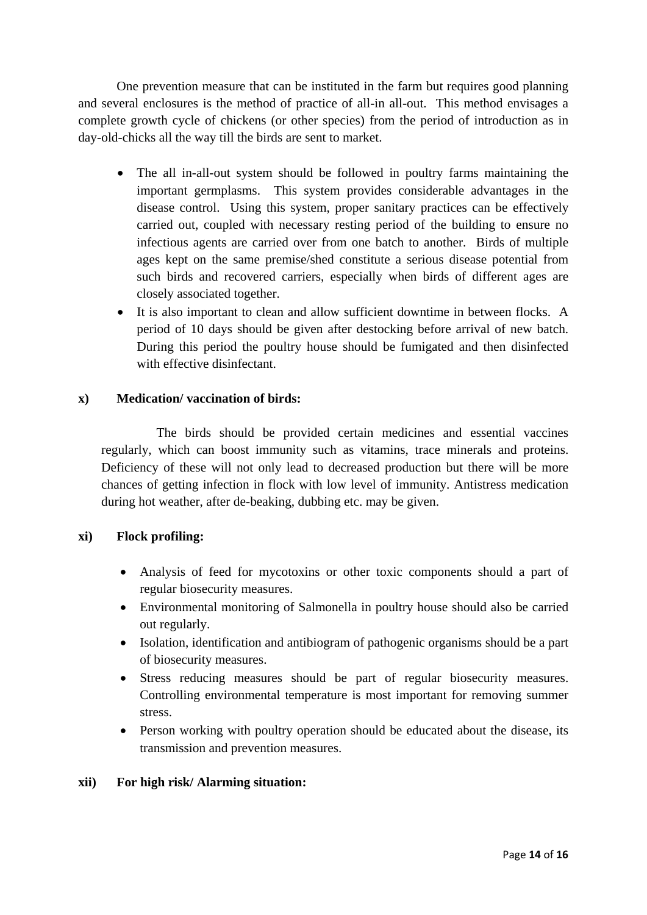One prevention measure that can be instituted in the farm but requires good planning and several enclosures is the method of practice of all-in all-out. This method envisages a complete growth cycle of chickens (or other species) from the period of introduction as in day-old-chicks all the way till the birds are sent to market.

- The all in-all-out system should be followed in poultry farms maintaining the important germplasms. This system provides considerable advantages in the disease control. Using this system, proper sanitary practices can be effectively carried out, coupled with necessary resting period of the building to ensure no infectious agents are carried over from one batch to another. Birds of multiple ages kept on the same premise/shed constitute a serious disease potential from such birds and recovered carriers, especially when birds of different ages are closely associated together.
- It is also important to clean and allow sufficient downtime in between flocks. A period of 10 days should be given after destocking before arrival of new batch. During this period the poultry house should be fumigated and then disinfected with effective disinfectant.

**x) Medication/ vaccination of birds:**

The birds should be provided certain medicines and essential vaccines regularly, which can boost immunity such as vitamins, trace minerals and proteins. Deficiency of these will not only lead to decreased production but there will be more chances of getting infection in flock with low level of immunity. Antistress medication during hot weather, after de-beaking, dubbing etc. may be given.

**xi) Flock profiling:**

- Analysis of feed for mycotoxins or other toxic components should a part of regular biosecurity measures.
- Environmental monitoring of Salmonella in poultry house should also be carried out regularly.
- Isolation, identification and antibiogram of pathogenic organisms should be a part of biosecurity measures.
- Stress reducing measures should be part of regular biosecurity measures. Controlling environmental temperature is most important for removing summer stress.
- Person working with poultry operation should be educated about the disease, its transmission and prevention measures.

**xii) For high risk/ Alarming situation:**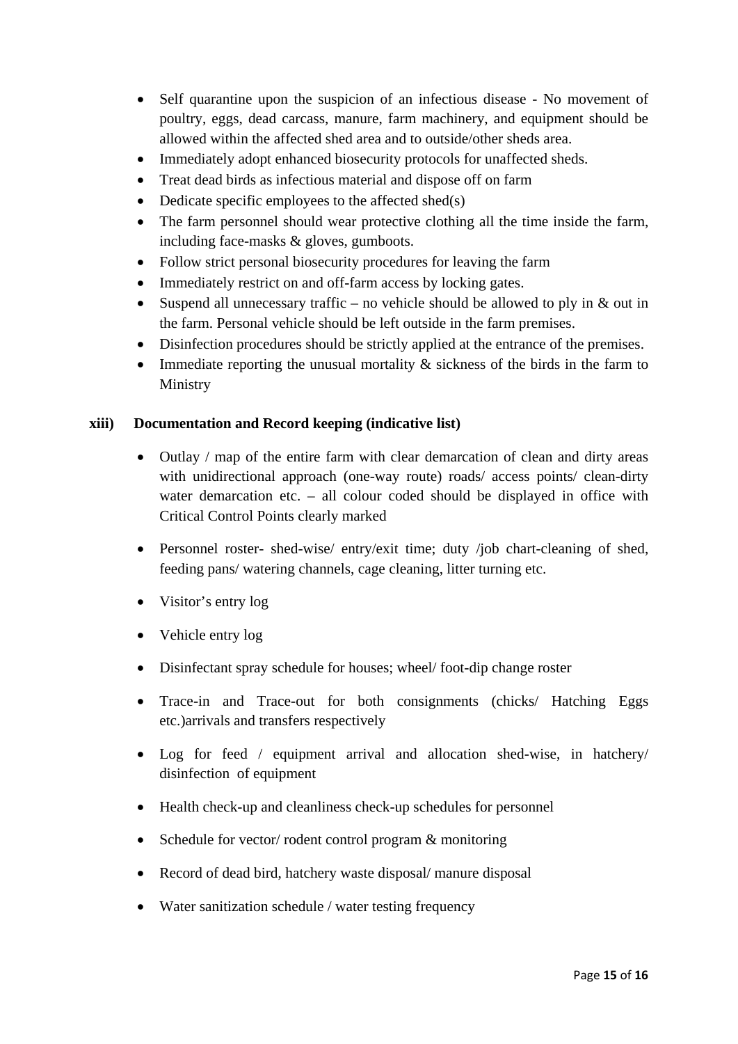- Self quarantine upon the suspicion of an infectious disease - No movement of poultry, eggs, dead carcass, manure, farm machinery, and equipment should be allowed within the affected shed area and to outside/other sheds area.
- Immediately adopt enhanced biosecurity protocols for unaffected sheds.
- Treat dead birds as infectious material and dispose off on farm
- Dedicate specific employees to the affected shed(s)
- The farm personnel should wear protective clothing all the time inside the farm, including face-masks & gloves, gumboots.
- Follow strict personal biosecurity procedures for leaving the farm
- Immediately restrict on and off-farm access by locking gates.
- Suspend all unnecessary traffic – no vehicle should be allowed to ply in & out in the farm. Personal vehicle should be left outside in the farm premises.
- Disinfection procedures should be strictly applied at the entrance of the premises.
- Immediate reporting the unusual mortality & sickness of the birds in the farm to Ministry

**xiii) Documentation and Record keeping (indicative list)**

- Outlay / map of the entire farm with clear demarcation of clean and dirty areas with unidirectional approach (one-way route) roads/ access points/ clean-dirty water demarcation etc. – all colour coded should be displayed in office with Critical Control Points clearly marked
- Personnel roster- shed-wise/ entry/exit time; duty /job chart-cleaning of shed, feeding pans/ watering channels, cage cleaning, litter turning etc.
- Visitor's entry log
- Vehicle entry log
- Disinfectant spray schedule for houses; wheel/ foot-dip change roster
- Trace-in and Trace-out for both consignments (chicks/ Hatching Eggs etc.)arrivals and transfers respectively
- Log for feed / equipment arrival and allocation shed-wise, in hatchery/ disinfection of equipment
- Health check-up and cleanliness check-up schedules for personnel
- Schedule for vector/ rodent control program & monitoring
- Record of dead bird, hatchery waste disposal/ manure disposal
- Water sanitization schedule / water testing frequency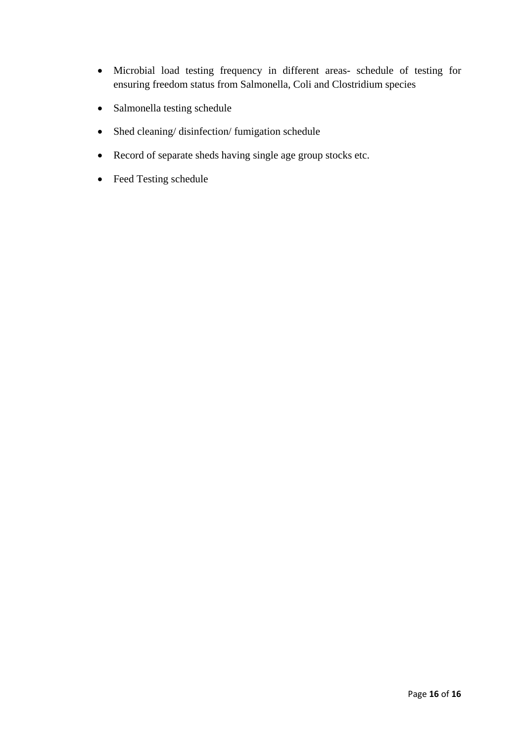- Microbial load testing frequency in different areas- schedule of testing for ensuring freedom status from Salmonella, Coli and Clostridium species
- Salmonella testing schedule
- Shed cleaning/ disinfection/ fumigation schedule
- Record of separate sheds having single age group stocks etc.
- Feed Testing schedule